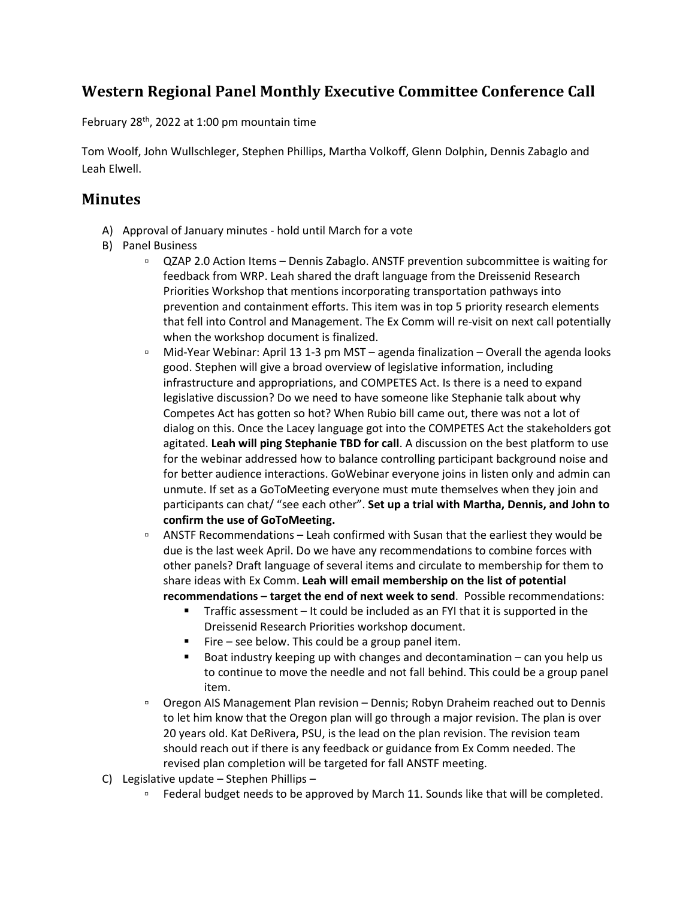# Western Regional Panel Monthly Executive Committee Conference Call

February 28th, 2022 at 1:00 pm mountain time

Tom Woolf, John Wullschleger, Stephen Phillips, Martha Volkoff, Glenn Dolphin, Dennis Zabaglo and Leah Elwell.

## Minutes

A) Approval of January minutes - hold until March for a vote

B) Panel Business

- QZAP 2.0 Action Items – Dennis Zabaglo. ANSTF prevention subcommittee is waiting for feedback from WRP. Leah shared the draft language from the Dreissenid Research Priorities Workshop that mentions incorporating transportation pathways into prevention and containment efforts. This item was in top 5 priority research elements that fell into Control and Management. The Ex Comm will re-visit on next call potentially when the workshop document is finalized.
- Mid-Year Webinar: April 13 1-3 pm MST – agenda finalization – Overall the agenda looks good. Stephen will give a broad overview of legislative information, including infrastructure and appropriations, and COMPETES Act. Is there is a need to expand legislative discussion? Do we need to have someone like Stephanie talk about why Competes Act has gotten so hot? When Rubio bill came out, there was not a lot of dialog on this. Once the Lacey language got into the COMPETES Act the stakeholders got agitated. **Leah will ping Stephanie TBD for call**. A discussion on the best platform to use for the webinar addressed how to balance controlling participant background noise and for better audience interactions. GoWebinar everyone joins in listen only and admin can unmute. If set as a GoToMeeting everyone must mute themselves when they join and participants can chat/ "see each other". **Set up a trial with Martha, Dennis, and John to confirm the use of GoToMeeting.**
- ANSTF Recommendations – Leah confirmed with Susan that the earliest they would be due is the last week April. Do we have any recommendations to combine forces with other panels? Draft language of several items and circulate to membership for them to share ideas with Ex Comm. **Leah will email membership on the list of potential recommendations – target the end of next week to send**. Possible recommendations:
  - Traffic assessment – It could be included as an FYI that it is supported in the Dreissenid Research Priorities workshop document.
  - Fire – see below. This could be a group panel item.
  - Boat industry keeping up with changes and decontamination – can you help us to continue to move the needle and not fall behind. This could be a group panel item.
- Oregon AIS Management Plan revision – Dennis; Robyn Draheim reached out to Dennis to let him know that the Oregon plan will go through a major revision. The plan is over 20 years old. Kat DeRivera, PSU, is the lead on the plan revision. The revision team should reach out if there is any feedback or guidance from Ex Comm needed. The revised plan completion will be targeted for fall ANSTF meeting.

C) Legislative update – Stephen Phillips –

- Federal budget needs to be approved by March 11. Sounds like that will be completed.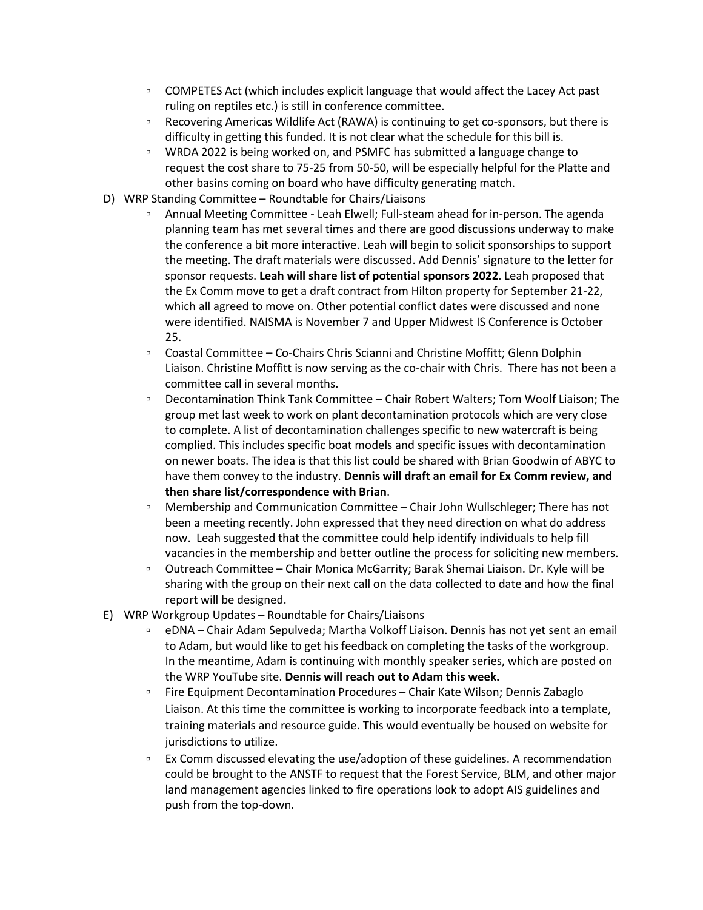- COMPETES Act (which includes explicit language that would affect the Lacey Act past ruling on reptiles etc.) is still in conference committee.
- Recovering Americas Wildlife Act (RAWA) is continuing to get co-sponsors, but there is difficulty in getting this funded. It is not clear what the schedule for this bill is.
- WRDA 2022 is being worked on, and PSMFC has submitted a language change to request the cost share to 75-25 from 50-50, will be especially helpful for the Platte and other basins coming on board who have difficulty generating match.

D) WRP Standing Committee – Roundtable for Chairs/Liaisons

- Annual Meeting Committee - Leah Elwell; Full-steam ahead for in-person. The agenda planning team has met several times and there are good discussions underway to make the conference a bit more interactive. Leah will begin to solicit sponsorships to support the meeting. The draft materials were discussed. Add Dennis' signature to the letter for sponsor requests. **Leah will share list of potential sponsors 2022**. Leah proposed that the Ex Comm move to get a draft contract from Hilton property for September 21-22, which all agreed to move on. Other potential conflict dates were discussed and none were identified. NAISMA is November 7 and Upper Midwest IS Conference is October 25.
- Coastal Committee – Co-Chairs Chris Scianni and Christine Moffitt; Glenn Dolphin Liaison. Christine Moffitt is now serving as the co-chair with Chris. There has not been a committee call in several months.
- Decontamination Think Tank Committee – Chair Robert Walters; Tom Woolf Liaison; The group met last week to work on plant decontamination protocols which are very close to complete. A list of decontamination challenges specific to new watercraft is being complied. This includes specific boat models and specific issues with decontamination on newer boats. The idea is that this list could be shared with Brian Goodwin of ABYC to have them convey to the industry. **Dennis will draft an email for Ex Comm review, and then share list/correspondence with Brian**.
- Membership and Communication Committee – Chair John Wullschleger; There has not been a meeting recently. John expressed that they need direction on what do address now. Leah suggested that the committee could help identify individuals to help fill vacancies in the membership and better outline the process for soliciting new members.
- Outreach Committee – Chair Monica McGarrity; Barak Shemai Liaison. Dr. Kyle will be sharing with the group on their next call on the data collected to date and how the final report will be designed.

E) WRP Workgroup Updates – Roundtable for Chairs/Liaisons

- eDNA – Chair Adam Sepulveda; Martha Volkoff Liaison. Dennis has not yet sent an email to Adam, but would like to get his feedback on completing the tasks of the workgroup. In the meantime, Adam is continuing with monthly speaker series, which are posted on the WRP YouTube site. **Dennis will reach out to Adam this week.**
- Fire Equipment Decontamination Procedures – Chair Kate Wilson; Dennis Zabaglo Liaison. At this time the committee is working to incorporate feedback into a template, training materials and resource guide. This would eventually be housed on website for jurisdictions to utilize.
- Ex Comm discussed elevating the use/adoption of these guidelines. A recommendation could be brought to the ANSTF to request that the Forest Service, BLM, and other major land management agencies linked to fire operations look to adopt AIS guidelines and push from the top-down.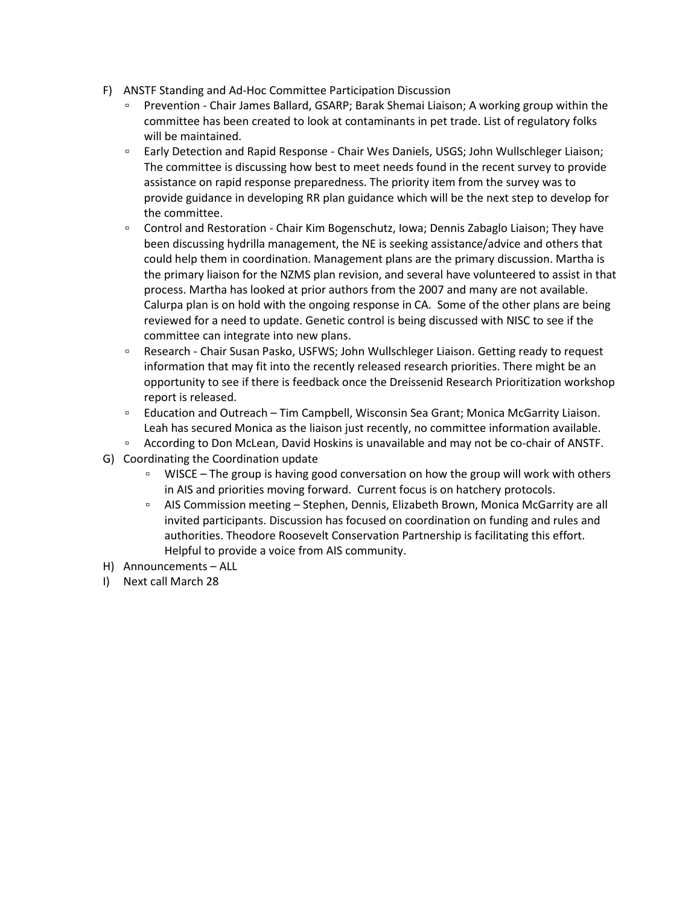F) ANSTF Standing and Ad-Hoc Committee Participation Discussion
   - Prevention - Chair James Ballard, GSARP; Barak Shemai Liaison; A working group within the committee has been created to look at contaminants in pet trade. List of regulatory folks will be maintained.
   - Early Detection and Rapid Response - Chair Wes Daniels, USGS; John Wullschleger Liaison; The committee is discussing how best to meet needs found in the recent survey to provide assistance on rapid response preparedness. The priority item from the survey was to provide guidance in developing RR plan guidance which will be the next step to develop for the committee.
   - Control and Restoration - Chair Kim Bogenschutz, Iowa; Dennis Zabaglo Liaison; They have been discussing hydrilla management, the NE is seeking assistance/advice and others that could help them in coordination. Management plans are the primary discussion. Martha is the primary liaison for the NZMS plan revision, and several have volunteered to assist in that process. Martha has looked at prior authors from the 2007 and many are not available. Calurpa plan is on hold with the ongoing response in CA. Some of the other plans are being reviewed for a need to update. Genetic control is being discussed with NISC to see if the committee can integrate into new plans.
   - Research - Chair Susan Pasko, USFWS; John Wullschleger Liaison. Getting ready to request information that may fit into the recently released research priorities. There might be an opportunity to see if there is feedback once the Dreissenid Research Prioritization workshop report is released.
   - Education and Outreach – Tim Campbell, Wisconsin Sea Grant; Monica McGarrity Liaison. Leah has secured Monica as the liaison just recently, no committee information available.
   - According to Don McLean, David Hoskins is unavailable and may not be co-chair of ANSTF.

G) Coordinating the Coordination update
   - WISCE – The group is having good conversation on how the group will work with others in AIS and priorities moving forward. Current focus is on hatchery protocols.
   - AIS Commission meeting – Stephen, Dennis, Elizabeth Brown, Monica McGarrity are all invited participants. Discussion has focused on coordination on funding and rules and authorities. Theodore Roosevelt Conservation Partnership is facilitating this effort. Helpful to provide a voice from AIS community.

H) Announcements – ALL

I) Next call March 28